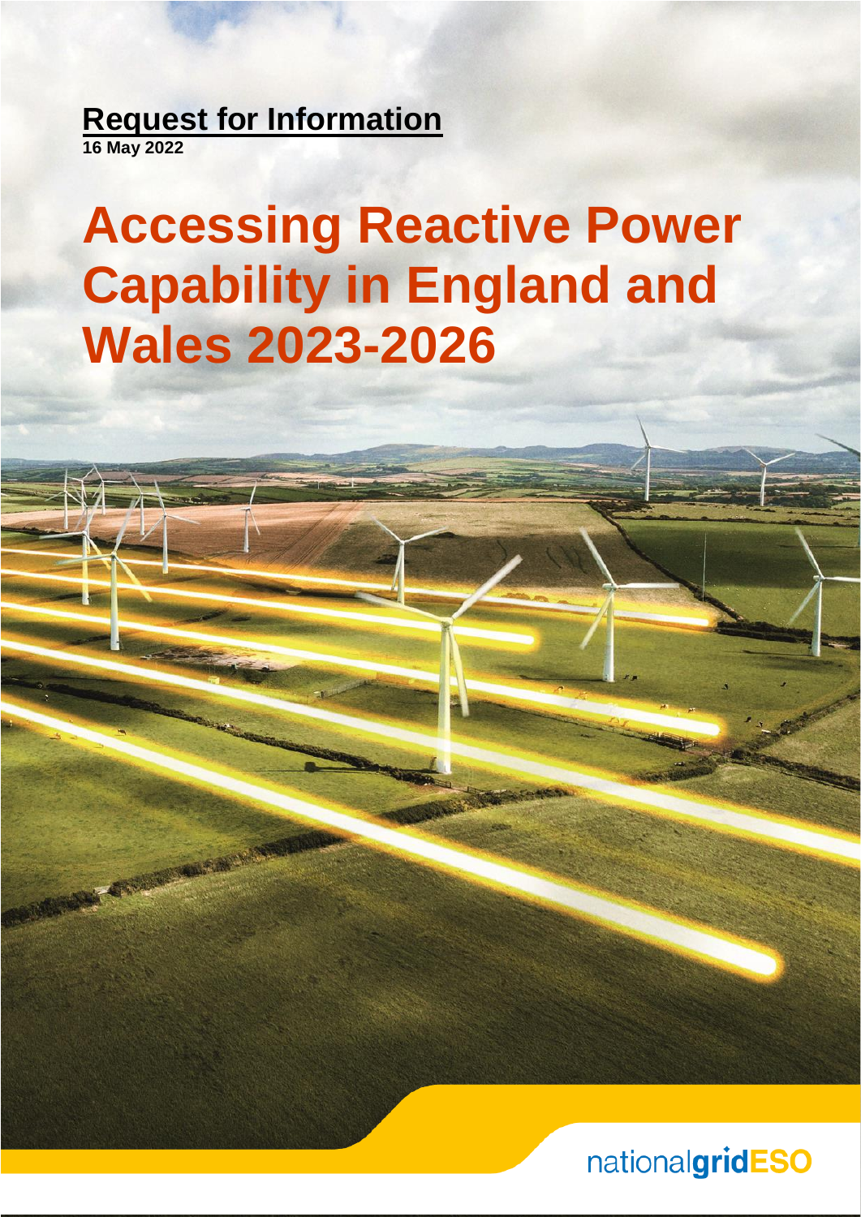**Request for Information**

**16 May 2022**

# Accessing Reactive Power Capability in England and Wales 2023-2026

nationalgridESO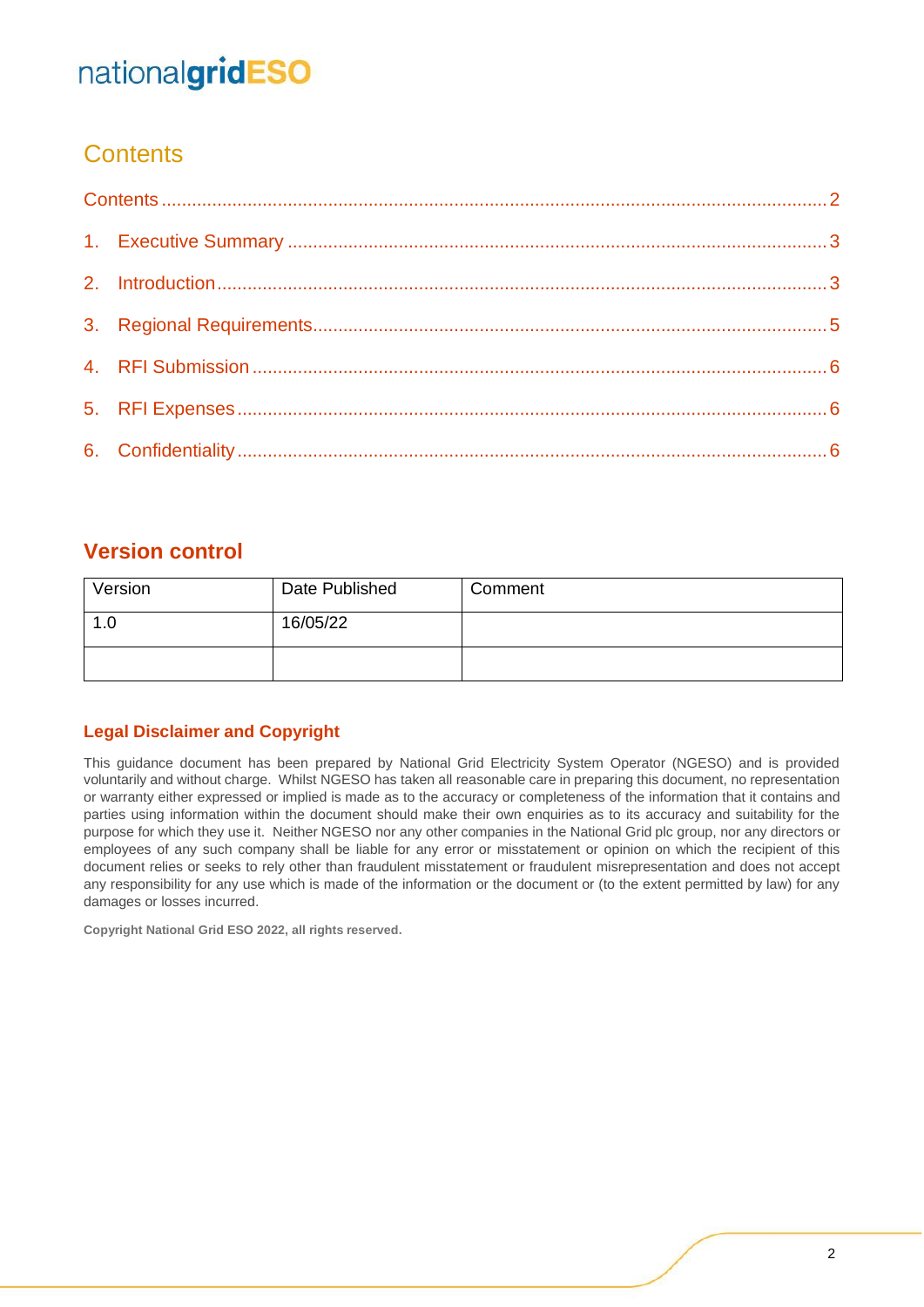# Contents

Contents ........................................................................................................................................ 2

1. Executive Summary ................................................................................................................ 3
2. Introduction ............................................................................................................................ 3
3. Regional Requirements .......................................................................................................... 5
4. RFI Submission ...................................................................................................................... 6
5. RFI Expenses .......................................................................................................................... 6
6. Confidentiality ......................................................................................................................... 6

## Version control

| Version | Date Published | Comment |
|---|---|---|
| 1.0 | 16/05/22 | |
| | | |

### Legal Disclaimer and Copyright

This guidance document has been prepared by National Grid Electricity System Operator (NGESO) and is provided voluntarily and without charge. Whilst NGESO has taken all reasonable care in preparing this document, no representation or warranty either expressed or implied is made as to the accuracy or completeness of the information that it contains and parties using information within the document should make their own enquiries as to its accuracy and suitability for the purpose for which they use it. Neither NGESO nor any other companies in the National Grid plc group, nor any directors or employees of any such company shall be liable for any error or misstatement or opinion on which the recipient of this document relies or seeks to rely other than fraudulent misstatement or fraudulent misrepresentation and does not accept any responsibility for any use which is made of the information or the document or (to the extent permitted by law) for any damages or losses incurred.

**Copyright National Grid ESO 2022, all rights reserved.**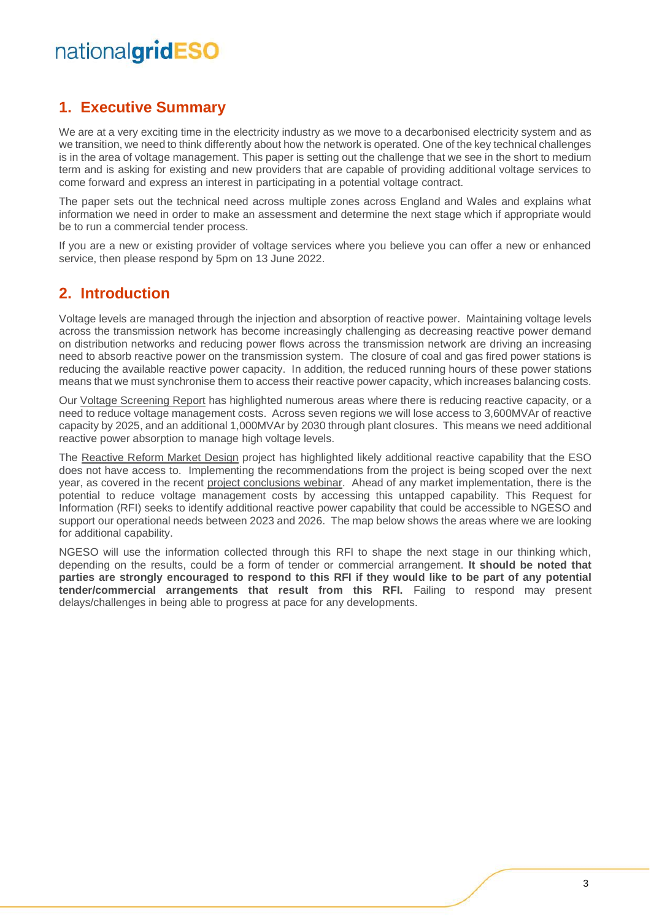## 1. Executive Summary

We are at a very exciting time in the electricity industry as we move to a decarbonised electricity system and as we transition, we need to think differently about how the network is operated. One of the key technical challenges is in the area of voltage management. This paper is setting out the challenge that we see in the short to medium term and is asking for existing and new providers that are capable of providing additional voltage services to come forward and express an interest in participating in a potential voltage contract.

The paper sets out the technical need across multiple zones across England and Wales and explains what information we need in order to make an assessment and determine the next stage which if appropriate would be to run a commercial tender process.

If you are a new or existing provider of voltage services where you believe you can offer a new or enhanced service, then please respond by 5pm on 13 June 2022.

## 2. Introduction

Voltage levels are managed through the injection and absorption of reactive power. Maintaining voltage levels across the transmission network has become increasingly challenging as decreasing reactive power demand on distribution networks and reducing power flows across the transmission network are driving an increasing need to absorb reactive power on the transmission system. The closure of coal and gas fired power stations is reducing the available reactive power capacity. In addition, the reduced running hours of these power stations means that we must synchronise them to access their reactive power capacity, which increases balancing costs.

Our Voltage Screening Report has highlighted numerous areas where there is reducing reactive capacity, or a need to reduce voltage management costs. Across seven regions we will lose access to 3,600MVAr of reactive capacity by 2025, and an additional 1,000MVAr by 2030 through plant closures. This means we need additional reactive power absorption to manage high voltage levels.

The Reactive Reform Market Design project has highlighted likely additional reactive capability that the ESO does not have access to. Implementing the recommendations from the project is being scoped over the next year, as covered in the recent project conclusions webinar. Ahead of any market implementation, there is the potential to reduce voltage management costs by accessing this untapped capability. This Request for Information (RFI) seeks to identify additional reactive power capability that could be accessible to NGESO and support our operational needs between 2023 and 2026. The map below shows the areas where we are looking for additional capability.

NGESO will use the information collected through this RFI to shape the next stage in our thinking which, depending on the results, could be a form of tender or commercial arrangement. **It should be noted that parties are strongly encouraged to respond to this RFI if they would like to be part of any potential tender/commercial arrangements that result from this RFI.** Failing to respond may present delays/challenges in being able to progress at pace for any developments.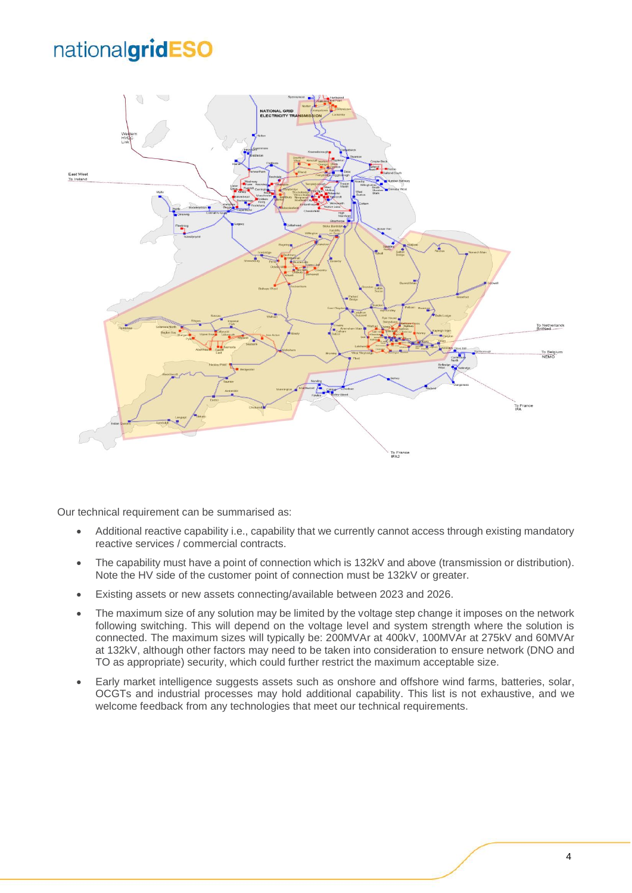Our technical requirement can be summarised as:

- Additional reactive capability i.e., capability that we currently cannot access through existing mandatory reactive services / commercial contracts.
- The capability must have a point of connection which is 132kV and above (transmission or distribution). Note the HV side of the customer point of connection must be 132kV or greater.
- Existing assets or new assets connecting/available between 2023 and 2026.
- The maximum size of any solution may be limited by the voltage step change it imposes on the network following switching. This will depend on the voltage level and system strength where the solution is connected. The maximum sizes will typically be: 200MVAr at 400kV, 100MVAr at 275kV and 60MVAr at 132kV, although other factors may need to be taken into consideration to ensure network (DNO and TO as appropriate) security, which could further restrict the maximum acceptable size.
- Early market intelligence suggests assets such as onshore and offshore wind farms, batteries, solar, OCGTs and industrial processes may hold additional capability. This list is not exhaustive, and we welcome feedback from any technologies that meet our technical requirements.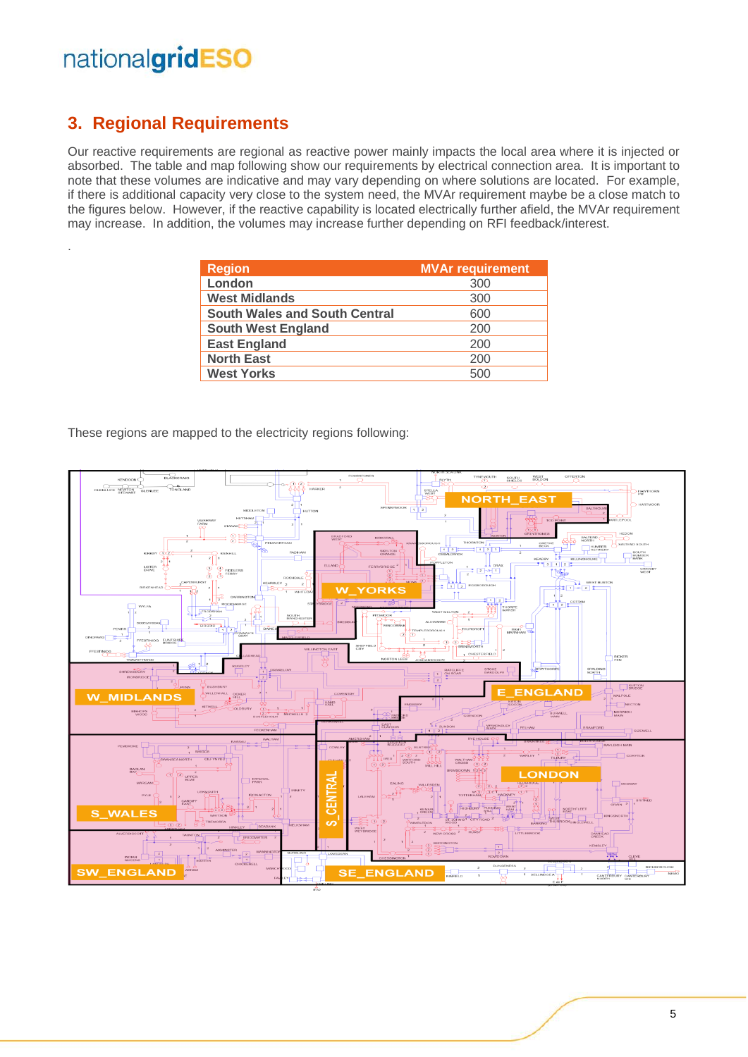## 3. Regional Requirements

Our reactive requirements are regional as reactive power mainly impacts the local area where it is injected or absorbed. The table and map following show our requirements by electrical connection area. It is important to note that these volumes are indicative and may vary depending on where solutions are located. For example, if there is additional capacity very close to the system need, the MVAr requirement maybe be a close match to the figures below. However, if the reactive capability is located electrically further afield, the MVAr requirement may increase. In addition, the volumes may increase further depending on RFI feedback/interest.

| Region | MVAr requirement |
|---|---|
| London | 300 |
| West Midlands | 300 |
| South Wales and South Central | 600 |
| South West England | 200 |
| East England | 200 |
| North East | 200 |
| West Yorks | 500 |

These regions are mapped to the electricity regions following: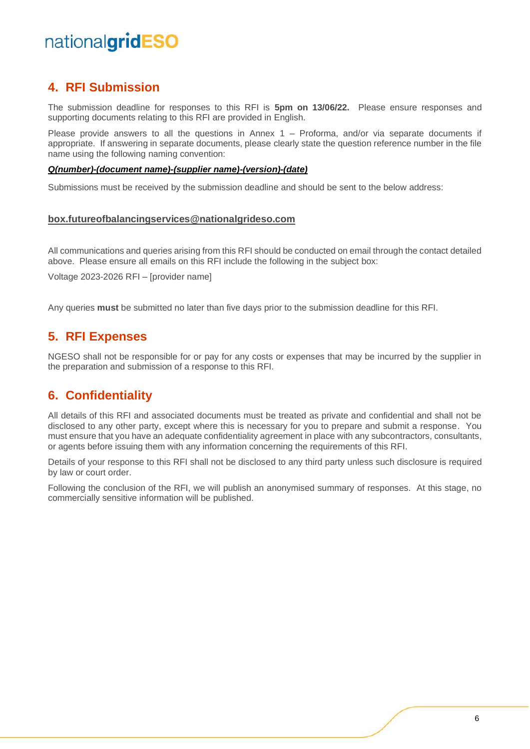## 4. RFI Submission

The submission deadline for responses to this RFI is **5pm on 13/06/22.** Please ensure responses and supporting documents relating to this RFI are provided in English.

Please provide answers to all the questions in Annex 1 – Proforma, and/or via separate documents if appropriate. If answering in separate documents, please clearly state the question reference number in the file name using the following naming convention:

***Q(number)-(document name)-(supplier name)-(version)-(date)***

Submissions must be received by the submission deadline and should be sent to the below address:

**box.futureofbalancingservices@nationalgrideso.com**

All communications and queries arising from this RFI should be conducted on email through the contact detailed above. Please ensure all emails on this RFI include the following in the subject box:

Voltage 2023-2026 RFI – [provider name]

Any queries **must** be submitted no later than five days prior to the submission deadline for this RFI.

## 5. RFI Expenses

NGESO shall not be responsible for or pay for any costs or expenses that may be incurred by the supplier in the preparation and submission of a response to this RFI.

## 6. Confidentiality

All details of this RFI and associated documents must be treated as private and confidential and shall not be disclosed to any other party, except where this is necessary for you to prepare and submit a response. You must ensure that you have an adequate confidentiality agreement in place with any subcontractors, consultants, or agents before issuing them with any information concerning the requirements of this RFI.

Details of your response to this RFI shall not be disclosed to any third party unless such disclosure is required by law or court order.

Following the conclusion of the RFI, we will publish an anonymised summary of responses. At this stage, no commercially sensitive information will be published.